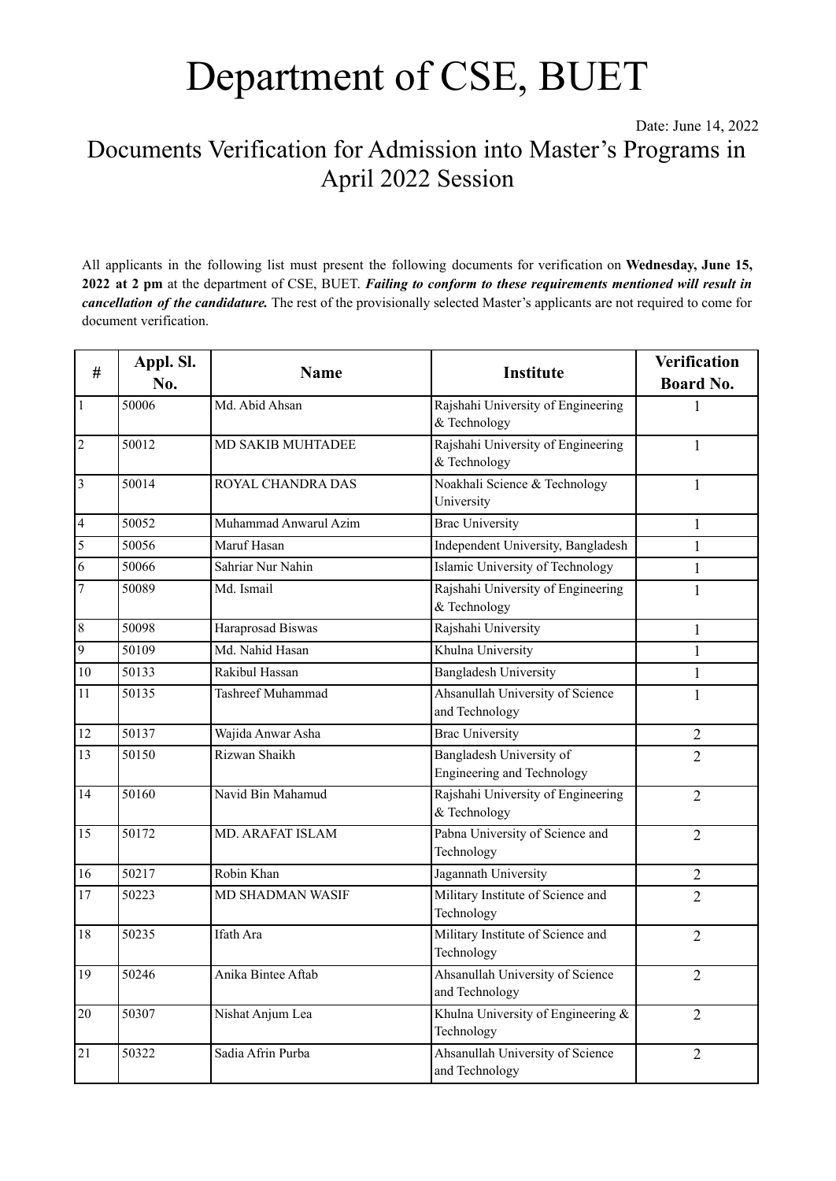# Department of CSE, BUET

Date: June 14, 2022

## Documents Verification for Admission into Master's Programs in April 2022 Session

All applicants in the following list must present the following documents for verification on **Wednesday, June 15, 2022 at 2 pm** at the department of CSE, BUET. ***Failing to conform to these requirements mentioned will result in cancellation of the candidature.*** The rest of the provisionally selected Master's applicants are not required to come for document verification.

| # | Appl. Sl. No. | Name | Institute | Verification Board No. |
|---|---|---|---|---|
| 1 | 50006 | Md. Abid Ahsan | Rajshahi University of Engineering & Technology | 1 |
| 2 | 50012 | MD SAKIB MUHTADEE | Rajshahi University of Engineering & Technology | 1 |
| 3 | 50014 | ROYAL CHANDRA DAS | Noakhali Science & Technology University | 1 |
| 4 | 50052 | Muhammad Anwarul Azim | Brac University | 1 |
| 5 | 50056 | Maruf Hasan | Independent University, Bangladesh | 1 |
| 6 | 50066 | Sahriar Nur Nahin | Islamic University of Technology | 1 |
| 7 | 50089 | Md. Ismail | Rajshahi University of Engineering & Technology | 1 |
| 8 | 50098 | Haraprosad Biswas | Rajshahi University | 1 |
| 9 | 50109 | Md. Nahid Hasan | Khulna University | 1 |
| 10 | 50133 | Rakibul Hassan | Bangladesh University | 1 |
| 11 | 50135 | Tashreef Muhammad | Ahsanullah University of Science and Technology | 1 |
| 12 | 50137 | Wajida Anwar Asha | Brac University | 2 |
| 13 | 50150 | Rizwan Shaikh | Bangladesh University of Engineering and Technology | 2 |
| 14 | 50160 | Navid Bin Mahamud | Rajshahi University of Engineering & Technology | 2 |
| 15 | 50172 | MD. ARAFAT ISLAM | Pabna University of Science and Technology | 2 |
| 16 | 50217 | Robin Khan | Jagannath University | 2 |
| 17 | 50223 | MD SHADMAN WASIF | Military Institute of Science and Technology | 2 |
| 18 | 50235 | Ifath Ara | Military Institute of Science and Technology | 2 |
| 19 | 50246 | Anika Bintee Aftab | Ahsanullah University of Science and Technology | 2 |
| 20 | 50307 | Nishat Anjum Lea | Khulna University of Engineering & Technology | 2 |
| 21 | 50322 | Sadia Afrin Purba | Ahsanullah University of Science and Technology | 2 |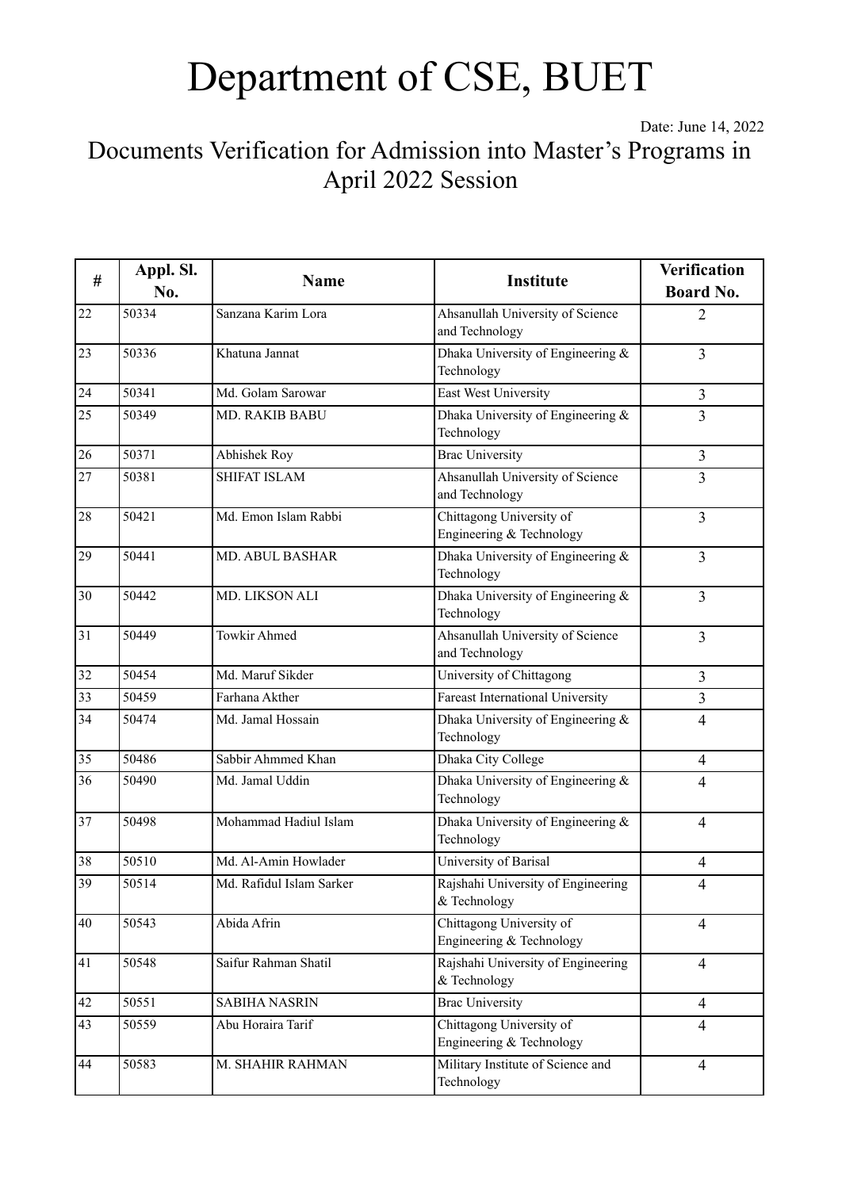# Department of CSE, BUET

Date: June 14, 2022

## Documents Verification for Admission into Master's Programs in April 2022 Session

| # | Appl. Sl. No. | Name | Institute | Verification Board No. |
|---|---|---|---|---|
| 22 | 50334 | Sanzana Karim Lora | Ahsanullah University of Science and Technology | 2 |
| 23 | 50336 | Khatuna Jannat | Dhaka University of Engineering & Technology | 3 |
| 24 | 50341 | Md. Golam Sarowar | East West University | 3 |
| 25 | 50349 | MD. RAKIB BABU | Dhaka University of Engineering & Technology | 3 |
| 26 | 50371 | Abhishek Roy | Brac University | 3 |
| 27 | 50381 | SHIFAT ISLAM | Ahsanullah University of Science and Technology | 3 |
| 28 | 50421 | Md. Emon Islam Rabbi | Chittagong University of Engineering & Technology | 3 |
| 29 | 50441 | MD. ABUL BASHAR | Dhaka University of Engineering & Technology | 3 |
| 30 | 50442 | MD. LIKSON ALI | Dhaka University of Engineering & Technology | 3 |
| 31 | 50449 | Towkir Ahmed | Ahsanullah University of Science and Technology | 3 |
| 32 | 50454 | Md. Maruf Sikder | University of Chittagong | 3 |
| 33 | 50459 | Farhana Akther | Fareast International University | 3 |
| 34 | 50474 | Md. Jamal Hossain | Dhaka University of Engineering & Technology | 4 |
| 35 | 50486 | Sabbir Ahmmed Khan | Dhaka City College | 4 |
| 36 | 50490 | Md. Jamal Uddin | Dhaka University of Engineering & Technology | 4 |
| 37 | 50498 | Mohammad Hadiul Islam | Dhaka University of Engineering & Technology | 4 |
| 38 | 50510 | Md. Al-Amin Howlader | University of Barisal | 4 |
| 39 | 50514 | Md. Rafidul Islam Sarker | Rajshahi University of Engineering & Technology | 4 |
| 40 | 50543 | Abida Afrin | Chittagong University of Engineering & Technology | 4 |
| 41 | 50548 | Saifur Rahman Shatil | Rajshahi University of Engineering & Technology | 4 |
| 42 | 50551 | SABIHA NASRIN | Brac University | 4 |
| 43 | 50559 | Abu Horaira Tarif | Chittagong University of Engineering & Technology | 4 |
| 44 | 50583 | M. SHAHIR RAHMAN | Military Institute of Science and Technology | 4 |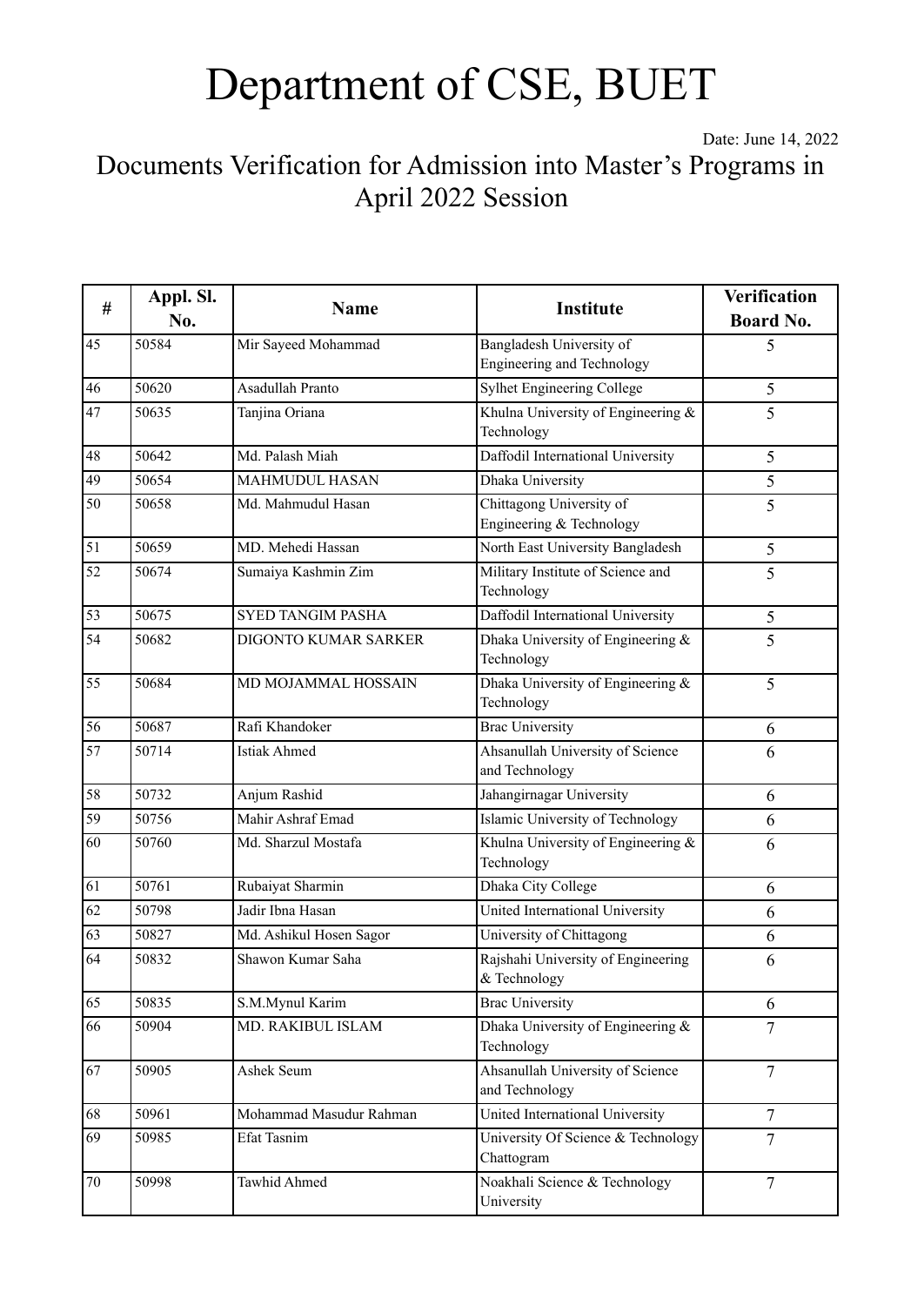# Department of CSE, BUET

Date: June 14, 2022

## Documents Verification for Admission into Master's Programs in April 2022 Session

| # | Appl. Sl. No. | Name | Institute | Verification Board No. |
|---|---|---|---|---|
| 45 | 50584 | Mir Sayeed Mohammad | Bangladesh University of Engineering and Technology | 5 |
| 46 | 50620 | Asadullah Pranto | Sylhet Engineering College | 5 |
| 47 | 50635 | Tanjina Oriana | Khulna University of Engineering & Technology | 5 |
| 48 | 50642 | Md. Palash Miah | Daffodil International University | 5 |
| 49 | 50654 | MAHMUDUL HASAN | Dhaka University | 5 |
| 50 | 50658 | Md. Mahmudul Hasan | Chittagong University of Engineering & Technology | 5 |
| 51 | 50659 | MD. Mehedi Hassan | North East University Bangladesh | 5 |
| 52 | 50674 | Sumaiya Kashmin Zim | Military Institute of Science and Technology | 5 |
| 53 | 50675 | SYED TANGIM PASHA | Daffodil International University | 5 |
| 54 | 50682 | DIGONTO KUMAR SARKER | Dhaka University of Engineering & Technology | 5 |
| 55 | 50684 | MD MOJAMMAL HOSSAIN | Dhaka University of Engineering & Technology | 5 |
| 56 | 50687 | Rafi Khandoker | Brac University | 6 |
| 57 | 50714 | Istiak Ahmed | Ahsanullah University of Science and Technology | 6 |
| 58 | 50732 | Anjum Rashid | Jahangirnagar University | 6 |
| 59 | 50756 | Mahir Ashraf Emad | Islamic University of Technology | 6 |
| 60 | 50760 | Md. Sharzul Mostafa | Khulna University of Engineering & Technology | 6 |
| 61 | 50761 | Rubaiyat Sharmin | Dhaka City College | 6 |
| 62 | 50798 | Jadir Ibna Hasan | United International University | 6 |
| 63 | 50827 | Md. Ashikul Hosen Sagor | University of Chittagong | 6 |
| 64 | 50832 | Shawon Kumar Saha | Rajshahi University of Engineering & Technology | 6 |
| 65 | 50835 | S.M.Mynul Karim | Brac University | 6 |
| 66 | 50904 | MD. RAKIBUL ISLAM | Dhaka University of Engineering & Technology | 7 |
| 67 | 50905 | Ashek Seum | Ahsanullah University of Science and Technology | 7 |
| 68 | 50961 | Mohammad Masudur Rahman | United International University | 7 |
| 69 | 50985 | Efat Tasnim | University Of Science & Technology Chattogram | 7 |
| 70 | 50998 | Tawhid Ahmed | Noakhali Science & Technology University | 7 |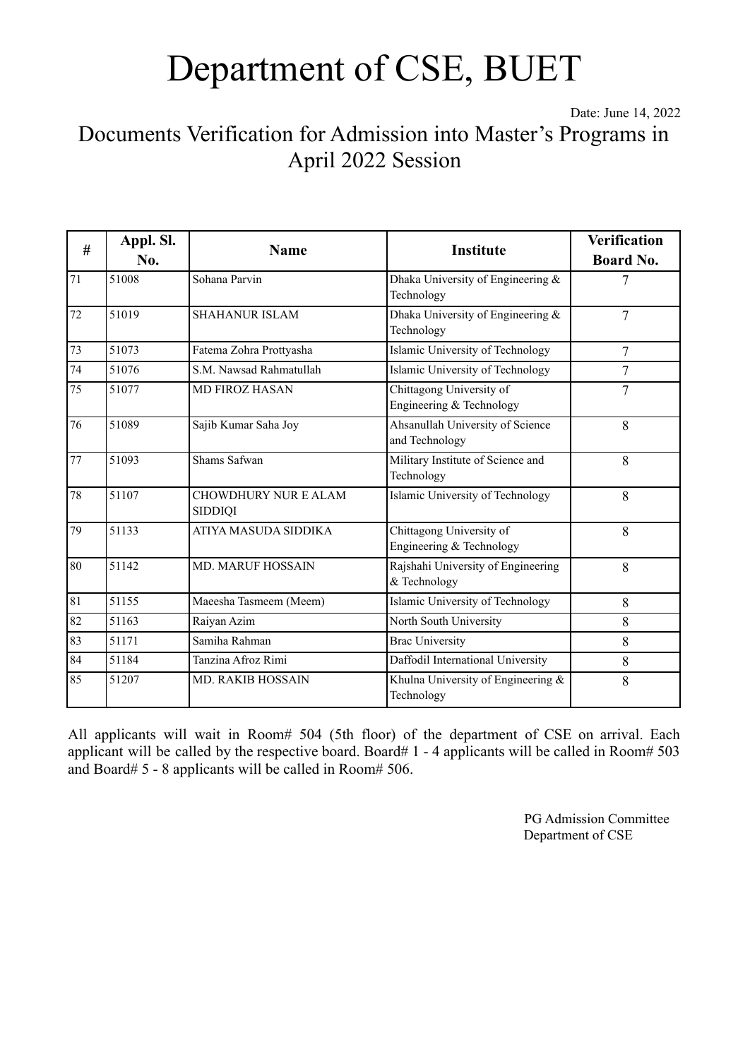# Department of CSE, BUET

Date: June 14, 2022

## Documents Verification for Admission into Master's Programs in April 2022 Session

| # | Appl. Sl. No. | Name | Institute | Verification Board No. |
|---|---|---|---|---|
| 71 | 51008 | Sohana Parvin | Dhaka University of Engineering & Technology | 7 |
| 72 | 51019 | SHAHANUR ISLAM | Dhaka University of Engineering & Technology | 7 |
| 73 | 51073 | Fatema Zohra Prottyasha | Islamic University of Technology | 7 |
| 74 | 51076 | S.M. Nawsad Rahmatullah | Islamic University of Technology | 7 |
| 75 | 51077 | MD FIROZ HASAN | Chittagong University of Engineering & Technology | 7 |
| 76 | 51089 | Sajib Kumar Saha Joy | Ahsanullah University of Science and Technology | 8 |
| 77 | 51093 | Shams Safwan | Military Institute of Science and Technology | 8 |
| 78 | 51107 | CHOWDHURY NUR E ALAM SIDDIQI | Islamic University of Technology | 8 |
| 79 | 51133 | ATIYA MASUDA SIDDIKA | Chittagong University of Engineering & Technology | 8 |
| 80 | 51142 | MD. MARUF HOSSAIN | Rajshahi University of Engineering & Technology | 8 |
| 81 | 51155 | Maeesha Tasmeem (Meem) | Islamic University of Technology | 8 |
| 82 | 51163 | Raiyan Azim | North South University | 8 |
| 83 | 51171 | Samiha Rahman | Brac University | 8 |
| 84 | 51184 | Tanzina Afroz Rimi | Daffodil International University | 8 |
| 85 | 51207 | MD. RAKIB HOSSAIN | Khulna University of Engineering & Technology | 8 |

All applicants will wait in Room# 504 (5th floor) of the department of CSE on arrival. Each applicant will be called by the respective board. Board# 1 - 4 applicants will be called in Room# 503 and Board# 5 - 8 applicants will be called in Room# 506.

PG Admission Committee
Department of CSE